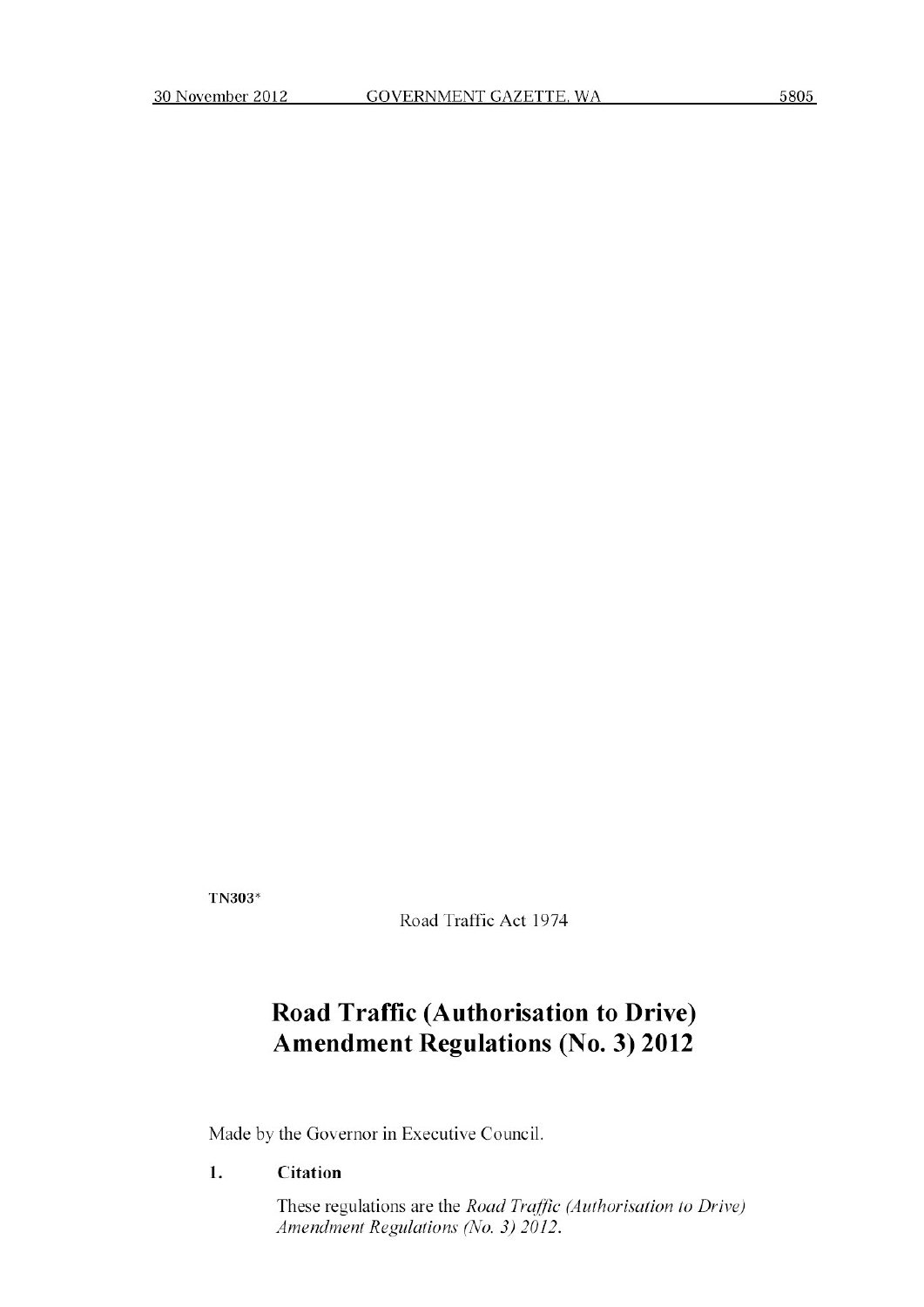**TN303***

Road Traffic Act 1974

# Road Traffic (Authorisation to Drive) Amendment Regulations (No. 3) 2012

Made by the Governor in Executive Council.

### 1. Citation

These regulations are the *Road Traffic (Authorisation to Drive) Amendment Regulations (No. 3) 2012*.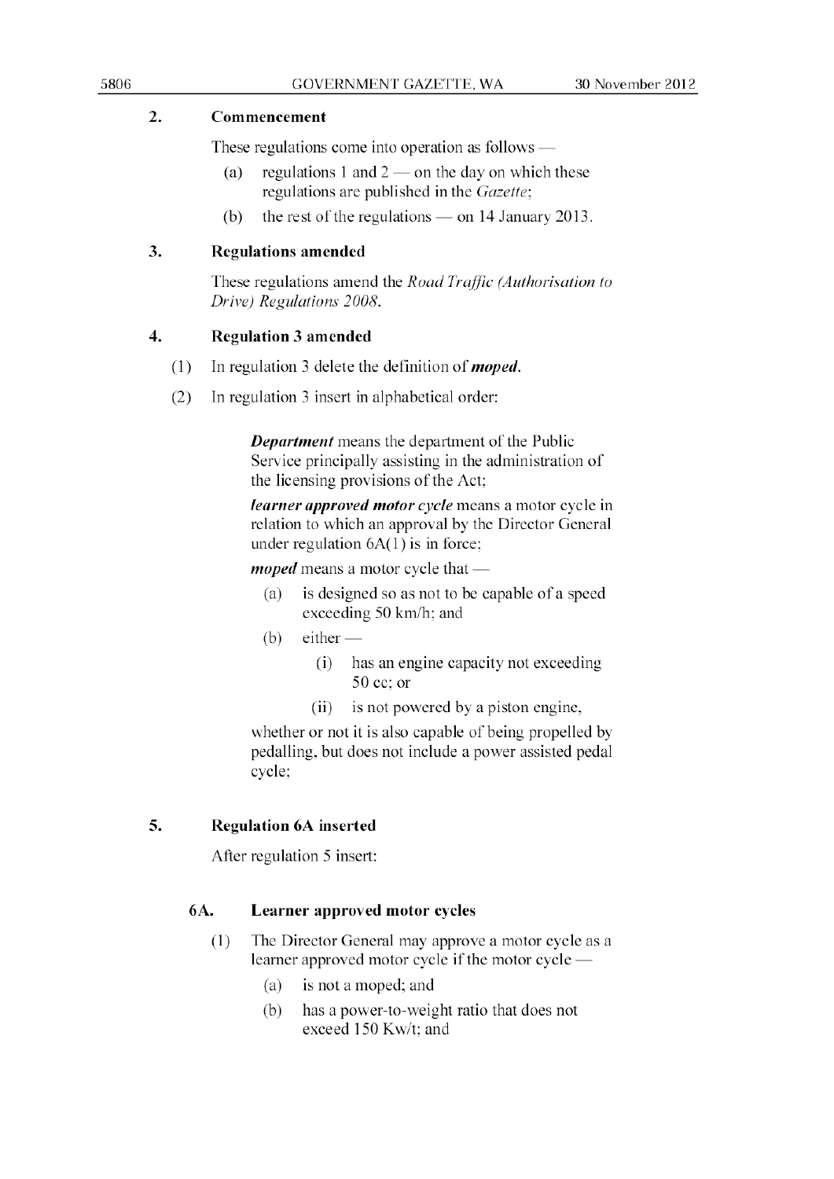## 2. Commencement

These regulations come into operation as follows —

- (a) regulations 1 and 2 — on the day on which these regulations are published in the *Gazette*;
- (b) the rest of the regulations — on 14 January 2013.

## 3. Regulations amended

These regulations amend the *Road Traffic (Authorisation to Drive) Regulations 2008*.

## 4. Regulation 3 amended

(1) In regulation 3 delete the definition of ***moped***.

(2) In regulation 3 insert in alphabetical order:

> ***Department*** means the department of the Public Service principally assisting in the administration of the licensing provisions of the Act;
>
> ***learner approved motor cycle*** means a motor cycle in relation to which an approval by the Director General under regulation 6A(1) is in force;
>
> ***moped*** means a motor cycle that —
>
> - (a) is designed so as not to be capable of a speed exceeding 50 km/h; and
> - (b) either —
>   - (i) has an engine capacity not exceeding 50 cc; or
>   - (ii) is not powered by a piston engine,
>
> whether or not it is also capable of being propelled by pedalling, but does not include a power assisted pedal cycle;

## 5. Regulation 6A inserted

After regulation 5 insert:

> ### 6A. Learner approved motor cycles
>
> (1) The Director General may approve a motor cycle as a learner approved motor cycle if the motor cycle —
>
> - (a) is not a moped; and
> - (b) has a power-to-weight ratio that does not exceed 150 Kw/t; and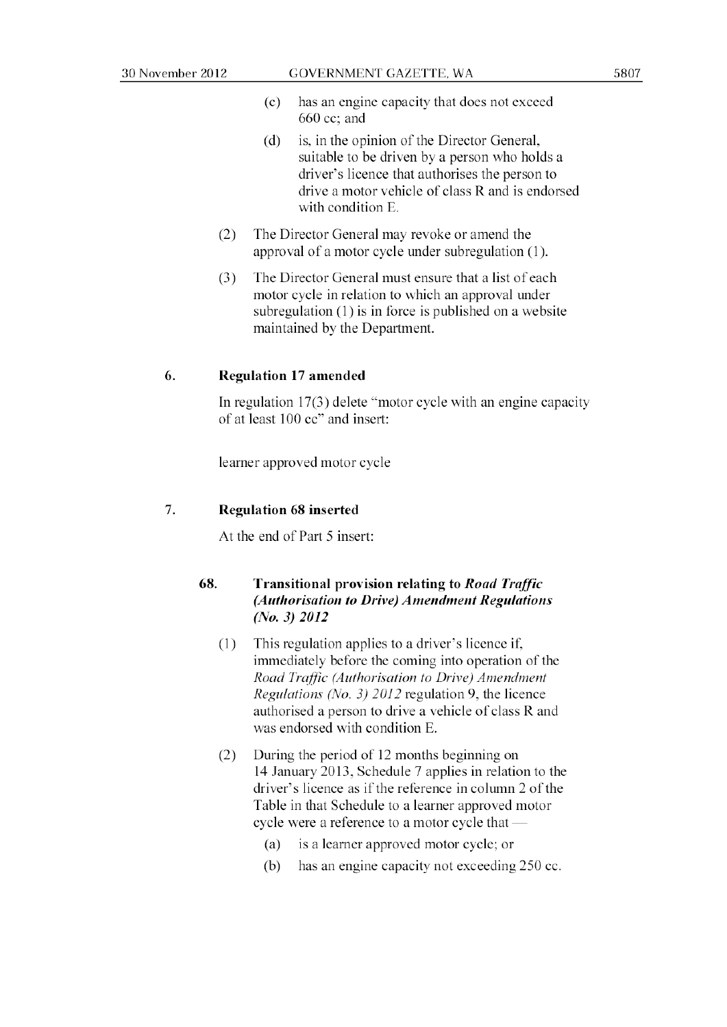(c) has an engine capacity that does not exceed 660 cc; and

(d) is, in the opinion of the Director General, suitable to be driven by a person who holds a driver's licence that authorises the person to drive a motor vehicle of class R and is endorsed with condition E.

(2) The Director General may revoke or amend the approval of a motor cycle under subregulation (1).

(3) The Director General must ensure that a list of each motor cycle in relation to which an approval under subregulation (1) is in force is published on a website maintained by the Department.

### 6. Regulation 17 amended

In regulation 17(3) delete "motor cycle with an engine capacity of at least 100 cc" and insert:

learner approved motor cycle

### 7. Regulation 68 inserted

At the end of Part 5 insert:

#### 68. Transitional provision relating to *Road Traffic (Authorisation to Drive) Amendment Regulations (No. 3) 2012*

(1) This regulation applies to a driver's licence if, immediately before the coming into operation of the *Road Traffic (Authorisation to Drive) Amendment Regulations (No. 3) 2012* regulation 9, the licence authorised a person to drive a vehicle of class R and was endorsed with condition E.

(2) During the period of 12 months beginning on 14 January 2013, Schedule 7 applies in relation to the driver's licence as if the reference in column 2 of the Table in that Schedule to a learner approved motor cycle were a reference to a motor cycle that —

(a) is a learner approved motor cycle; or

(b) has an engine capacity not exceeding 250 cc.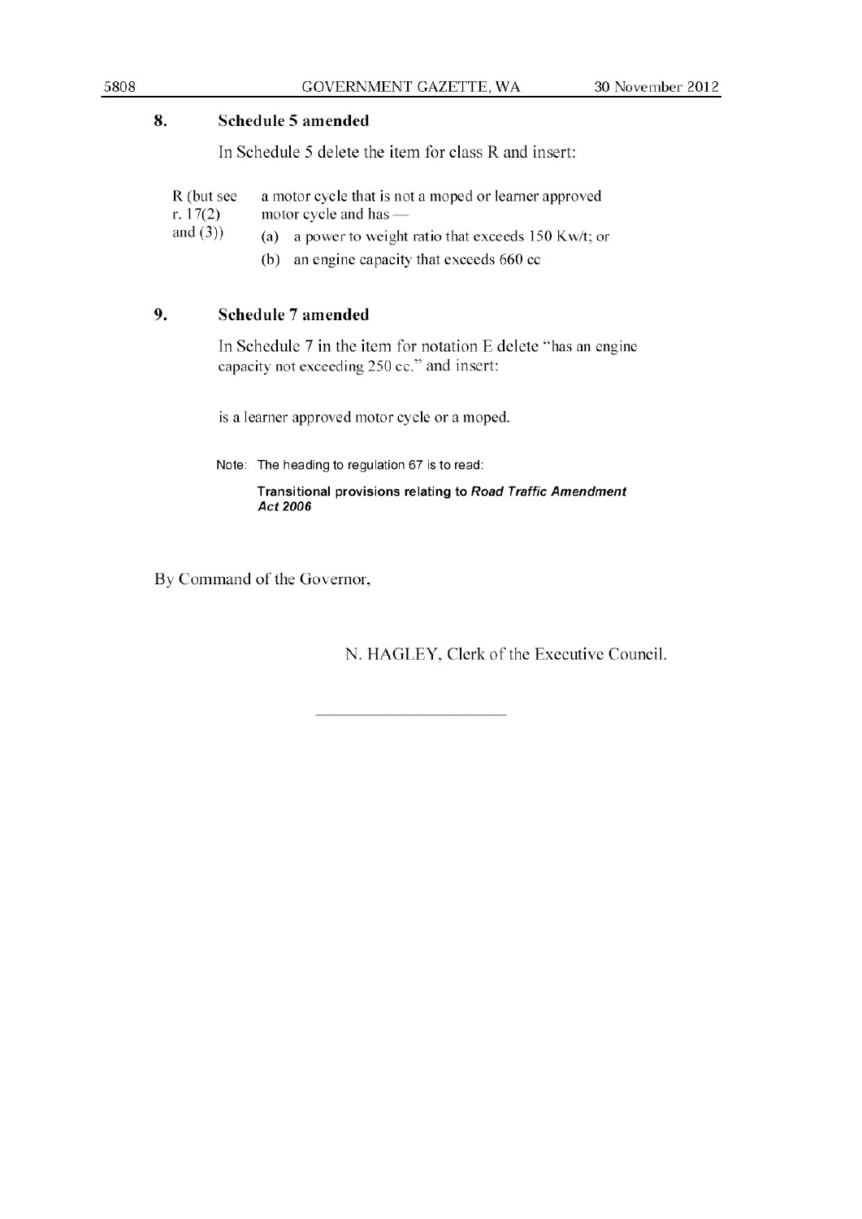## 8. Schedule 5 amended

In Schedule 5 delete the item for class R and insert:

| | |
|---|---|
| R (but see r. 17(2) and (3)) | a motor cycle that is not a moped or learner approved motor cycle and has —<br>(a) a power to weight ratio that exceeds 150 Kw/t; or<br>(b) an engine capacity that exceeds 660 cc |

## 9. Schedule 7 amended

In Schedule 7 in the item for notation E delete "has an engine capacity not exceeding 250 cc." and insert:

is a learner approved motor cycle or a moped.

Note: The heading to regulation 67 is to read:

**Transitional provisions relating to *Road Traffic Amendment Act 2006***

By Command of the Governor,

N. HAGLEY, Clerk of the Executive Council.

---